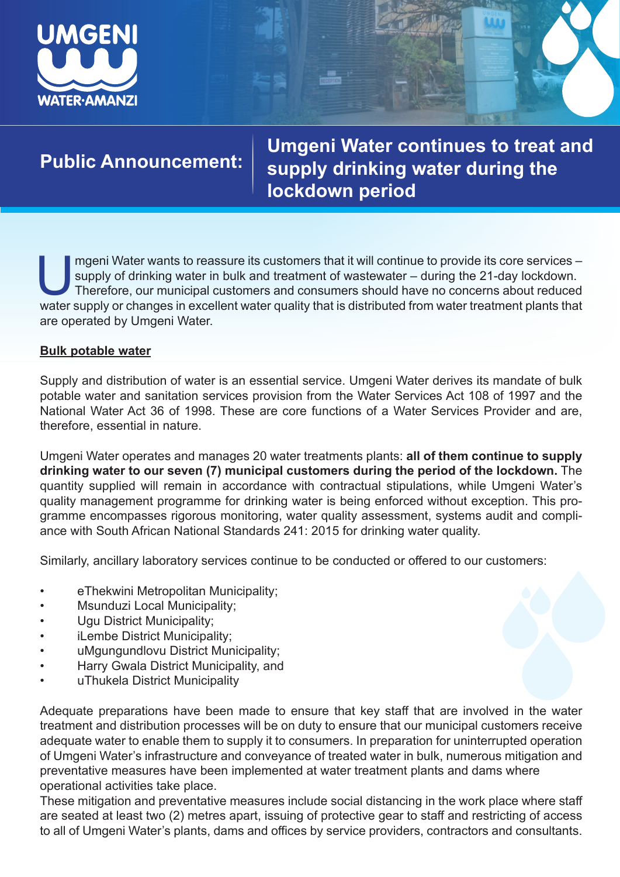UMGENI WATER·AMANZI

## Public Announcement: Umgeni Water continues to treat and supply drinking water during the lockdown period

Umgeni Water wants to reassure its customers that it will continue to provide its core services – supply of drinking water in bulk and treatment of wastewater – during the 21-day lockdown. Therefore, our municipal customers and consumers should have no concerns about reduced water supply or changes in excellent water quality that is distributed from water treatment plants that are operated by Umgeni Water.

**Bulk potable water**

Supply and distribution of water is an essential service. Umgeni Water derives its mandate of bulk potable water and sanitation services provision from the Water Services Act 108 of 1997 and the National Water Act 36 of 1998. These are core functions of a Water Services Provider and are, therefore, essential in nature.

Umgeni Water operates and manages 20 water treatments plants: **all of them continue to supply drinking water to our seven (7) municipal customers during the period of the lockdown.** The quantity supplied will remain in accordance with contractual stipulations, while Umgeni Water's quality management programme for drinking water is being enforced without exception. This programme encompasses rigorous monitoring, water quality assessment, systems audit and compliance with South African National Standards 241: 2015 for drinking water quality.

Similarly, ancillary laboratory services continue to be conducted or offered to our customers:

- eThekwini Metropolitan Municipality;
- Msunduzi Local Municipality;
- Ugu District Municipality;
- iLembe District Municipality;
- uMgungundlovu District Municipality;
- Harry Gwala District Municipality, and
- uThukela District Municipality

Adequate preparations have been made to ensure that key staff that are involved in the water treatment and distribution processes will be on duty to ensure that our municipal customers receive adequate water to enable them to supply it to consumers. In preparation for uninterrupted operation of Umgeni Water's infrastructure and conveyance of treated water in bulk, numerous mitigation and preventative measures have been implemented at water treatment plants and dams where operational activities take place.
These mitigation and preventative measures include social distancing in the work place where staff are seated at least two (2) metres apart, issuing of protective gear to staff and restricting of access to all of Umgeni Water's plants, dams and offices by service providers, contractors and consultants.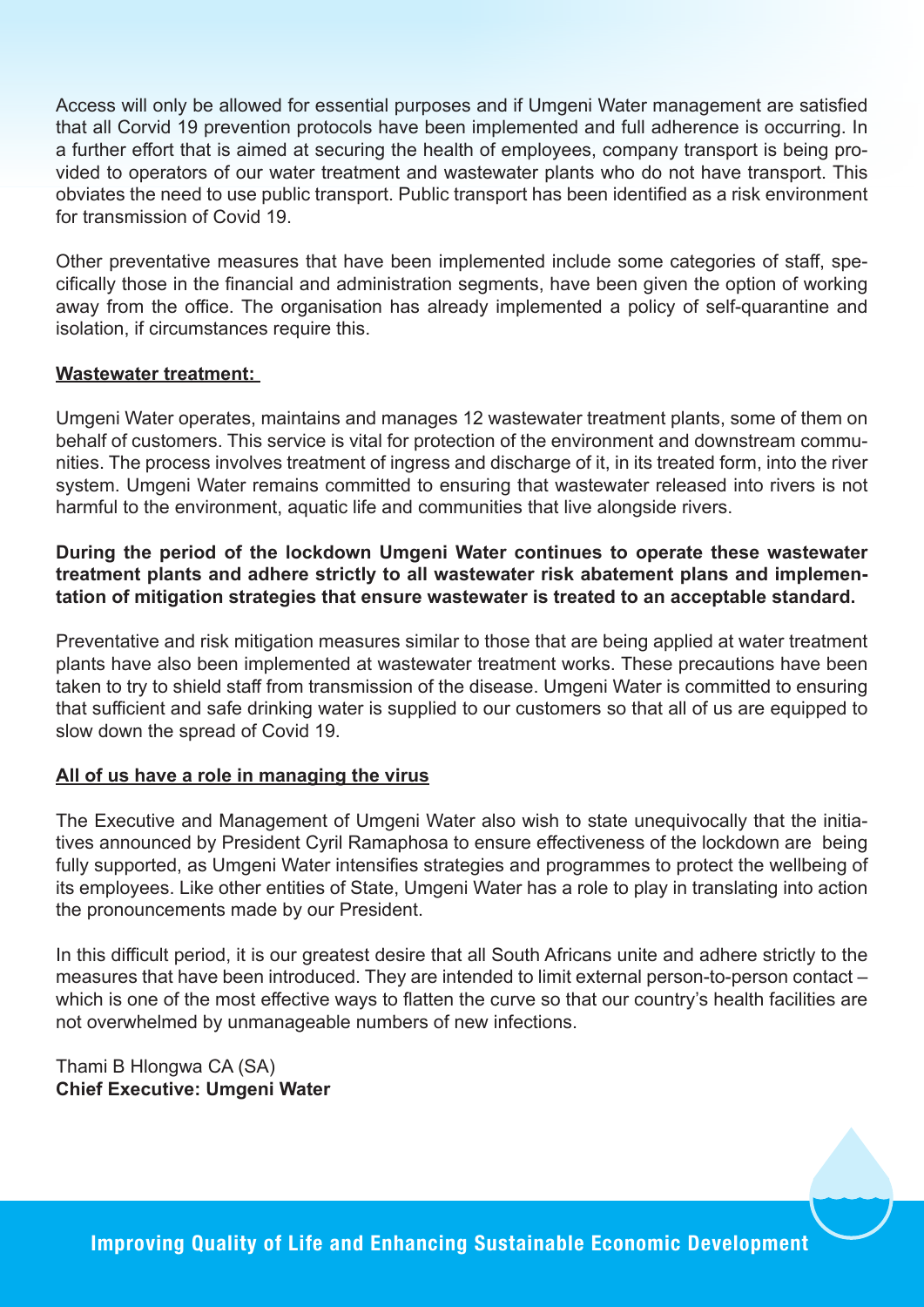Access will only be allowed for essential purposes and if Umgeni Water management are satisfied that all Corvid 19 prevention protocols have been implemented and full adherence is occurring. In a further effort that is aimed at securing the health of employees, company transport is being provided to operators of our water treatment and wastewater plants who do not have transport. This obviates the need to use public transport. Public transport has been identified as a risk environment for transmission of Covid 19.

Other preventative measures that have been implemented include some categories of staff, specifically those in the financial and administration segments, have been given the option of working away from the office. The organisation has already implemented a policy of self-quarantine and isolation, if circumstances require this.

**Wastewater treatment:**

Umgeni Water operates, maintains and manages 12 wastewater treatment plants, some of them on behalf of customers. This service is vital for protection of the environment and downstream communities. The process involves treatment of ingress and discharge of it, in its treated form, into the river system. Umgeni Water remains committed to ensuring that wastewater released into rivers is not harmful to the environment, aquatic life and communities that live alongside rivers.

**During the period of the lockdown Umgeni Water continues to operate these wastewater treatment plants and adhere strictly to all wastewater risk abatement plans and implementation of mitigation strategies that ensure wastewater is treated to an acceptable standard.**

Preventative and risk mitigation measures similar to those that are being applied at water treatment plants have also been implemented at wastewater treatment works. These precautions have been taken to try to shield staff from transmission of the disease. Umgeni Water is committed to ensuring that sufficient and safe drinking water is supplied to our customers so that all of us are equipped to slow down the spread of Covid 19.

**All of us have a role in managing the virus**

The Executive and Management of Umgeni Water also wish to state unequivocally that the initiatives announced by President Cyril Ramaphosa to ensure effectiveness of the lockdown are being fully supported, as Umgeni Water intensifies strategies and programmes to protect the wellbeing of its employees. Like other entities of State, Umgeni Water has a role to play in translating into action the pronouncements made by our President.

In this difficult period, it is our greatest desire that all South Africans unite and adhere strictly to the measures that have been introduced. They are intended to limit external person-to-person contact – which is one of the most effective ways to flatten the curve so that our country's health facilities are not overwhelmed by unmanageable numbers of new infections.

Thami B Hlongwa CA (SA)
**Chief Executive: Umgeni Water**

**Improving Quality of Life and Enhancing Sustainable Economic Development**